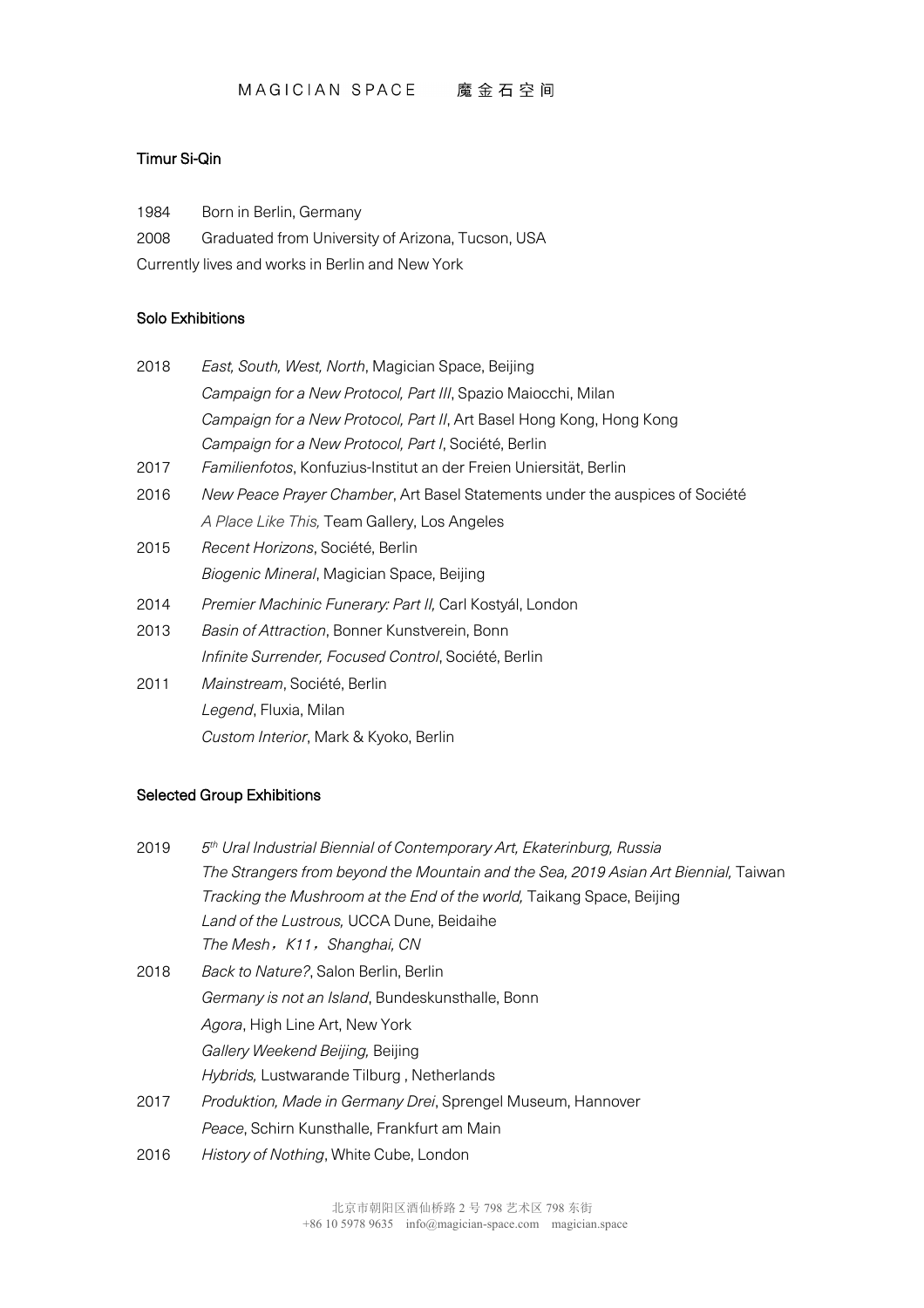MAGICIAN SPACE 魔金石空间

## Timur Si-Qin

1984 Born in Berlin, Germany

2008 Graduated from University of Arizona, Tucson, USA

Currently lives and works in Berlin and New York

### Solo Exhibitions

2018 *East, South, West, North*, Magician Space, Beijing
*Campaign for a New Protocol, Part III*, Spazio Maiocchi, Milan
*Campaign for a New Protocol, Part II*, Art Basel Hong Kong, Hong Kong
*Campaign for a New Protocol, Part I*, Société, Berlin

2017 *Familienfotos*, Konfuzius-Institut an der Freien Uniersität, Berlin

2016 *New Peace Prayer Chamber*, Art Basel Statements under the auspices of Société
*A Place Like This,* Team Gallery, Los Angeles

2015 *Recent Horizons*, Société, Berlin
*Biogenic Mineral*, Magician Space, Beijing

2014 *Premier Machinic Funerary: Part II,* Carl Kostyál, London

2013 *Basin of Attraction*, Bonner Kunstverein, Bonn
*Infinite Surrender, Focused Control*, Société, Berlin

2011 *Mainstream*, Société, Berlin
*Legend*, Fluxia, Milan
*Custom Interior*, Mark & Kyoko, Berlin

### Selected Group Exhibitions

2019 *5th Ural Industrial Biennial of Contemporary Art, Ekaterinburg, Russia*
*The Strangers from beyond the Mountain and the Sea, 2019 Asian Art Biennial,* Taiwan
*Tracking the Mushroom at the End of the world,* Taikang Space, Beijing
*Land of the Lustrous,* UCCA Dune, Beidaihe
*The Mesh，K11，Shanghai, CN*

2018 *Back to Nature?*, Salon Berlin, Berlin
*Germany is not an Island*, Bundeskunsthalle, Bonn
*Agora*, High Line Art, New York
*Gallery Weekend Beijing,* Beijing
*Hybrids,* Lustwarande Tilburg , Netherlands

2017 *Produktion, Made in Germany Drei*, Sprengel Museum, Hannover
*Peace*, Schirn Kunsthalle, Frankfurt am Main

2016 *History of Nothing*, White Cube, London

北京市朝阳区酒仙桥路 2 号 798 艺术区 798 东街
+86 10 5978 9635 info@magician-space.com magician.space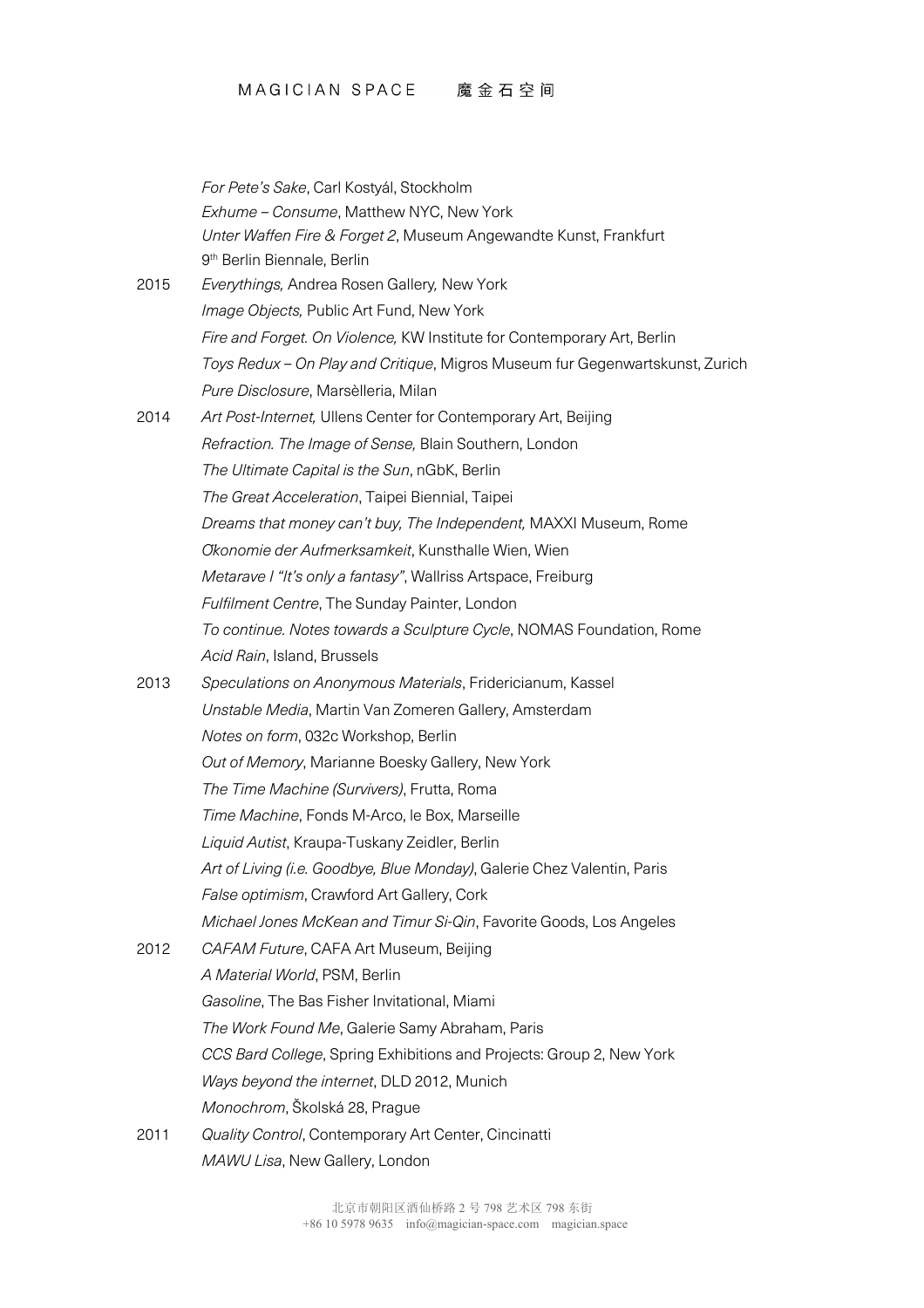*For Pete's Sake*, Carl Kostyál, Stockholm
*Exhume – Consume*, Matthew NYC, New York
*Unter Waffen Fire & Forget 2*, Museum Angewandte Kunst, Frankfurt
9th Berlin Biennale, Berlin

2015 *Everythings,* Andrea Rosen Gallery, New York
*Image Objects,* Public Art Fund, New York
*Fire and Forget. On Violence,* KW Institute for Contemporary Art, Berlin
*Toys Redux – On Play and Critique*, Migros Museum fur Gegenwartskunst, Zurich
*Pure Disclosure*, Marsèlleria, Milan

2014 *Art Post-Internet,* Ullens Center for Contemporary Art, Beijing
*Refraction. The Image of Sense,* Blain Southern, London
*The Ultimate Capital is the Sun*, nGbK, Berlin
*The Great Acceleration*, Taipei Biennial, Taipei
*Dreams that money can't buy, The Independent,* MAXXI Museum, Rome
*Œkonomie der Aufmerksamkeit*, Kunsthalle Wien, Wien
*Metarave I "It's only a fantasy"*, Wallriss Artspace, Freiburg
*Fulfilment Centre*, The Sunday Painter, London
*To continue. Notes towards a Sculpture Cycle*, NOMAS Foundation, Rome
*Acid Rain*, Island, Brussels

2013 *Speculations on Anonymous Materials*, Fridericianum, Kassel
*Unstable Media*, Martin Van Zomeren Gallery, Amsterdam
*Notes on form*, 032c Workshop, Berlin
*Out of Memory*, Marianne Boesky Gallery, New York
*The Time Machine (Survivers)*, Frutta, Roma
*Time Machine*, Fonds M-Arco, le Box, Marseille
*Liquid Autist*, Kraupa-Tuskany Zeidler, Berlin
*Art of Living (i.e. Goodbye, Blue Monday)*, Galerie Chez Valentin, Paris
*False optimism*, Crawford Art Gallery, Cork
*Michael Jones McKean and Timur Si-Qin*, Favorite Goods, Los Angeles

2012 *CAFAM Future*, CAFA Art Museum, Beijing
*A Material World*, PSM, Berlin
*Gasoline*, The Bas Fisher Invitational, Miami
*The Work Found Me*, Galerie Samy Abraham, Paris
*CCS Bard College*, Spring Exhibitions and Projects: Group 2, New York
*Ways beyond the internet*, DLD 2012, Munich
*Monochrom*, Školská 28, Prague

2011 *Quality Control*, Contemporary Art Center, Cincinatti
*MAWU Lisa*, New Gallery, London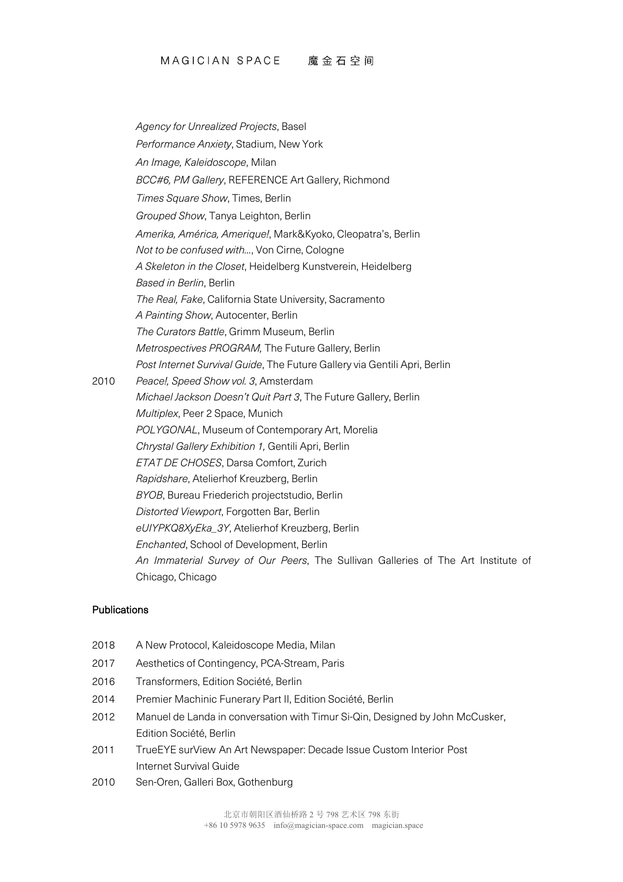| | |
|---|---|
| | *Agency for Unrealized Projects*, Basel |
| | *Performance Anxiety*, Stadium, New York |
| | *An Image, Kaleidoscope*, Milan |
| | *BCC#6, PM Gallery*, REFERENCE Art Gallery, Richmond |
| | *Times Square Show*, Times, Berlin |
| | *Grouped Show*, Tanya Leighton, Berlin |
| | *Amerika, América, Amerique!*, Mark&Kyoko, Cleopatra's, Berlin |
| | *Not to be confused with…*, Von Cirne, Cologne |
| | *A Skeleton in the Closet*, Heidelberg Kunstverein, Heidelberg |
| | *Based in Berlin*, Berlin |
| | *The Real, Fake*, California State University, Sacramento |
| | *A Painting Show*, Autocenter, Berlin |
| | *The Curators Battle*, Grimm Museum, Berlin |
| | *Metrospectives PROGRAM,* The Future Gallery, Berlin |
| | *Post Internet Survival Guide*, The Future Gallery via Gentili Apri, Berlin |
| 2010 | *Peace!, Speed Show vol. 3*, Amsterdam |
| | *Michael Jackson Doesn't Quit Part 3*, The Future Gallery, Berlin |
| | *Multiplex*, Peer 2 Space, Munich |
| | *POLYGONAL*, Museum of Contemporary Art, Morelia |
| | *Chrystal Gallery Exhibition 1,* Gentili Apri, Berlin |
| | *ETAT DE CHOSES*, Darsa Comfort, Zurich |
| | *Rapidshare*, Atelierhof Kreuzberg, Berlin |
| | *BYOB*, Bureau Friederich projectstudio, Berlin |
| | *Distorted Viewport*, Forgotten Bar, Berlin |
| | *eUIYPKQ8XyEka_3Y*, Atelierhof Kreuzberg, Berlin |
| | *Enchanted*, School of Development, Berlin |
| | *An Immaterial Survey of Our Peers*, The Sullivan Galleries of The Art Institute of Chicago, Chicago |

**Publications**

| | |
|---|---|
| 2018 | A New Protocol, Kaleidoscope Media, Milan |
| 2017 | Aesthetics of Contingency, PCA-Stream, Paris |
| 2016 | Transformers, Edition Société, Berlin |
| 2014 | Premier Machinic Funerary Part II, Edition Société, Berlin |
| 2012 | Manuel de Landa in conversation with Timur Si-Qin, Designed by John McCusker, Edition Société, Berlin |
| 2011 | TrueEYE surView An Art Newspaper: Decade Issue Custom Interior Post Internet Survival Guide |
| 2010 | Sen-Oren, Galleri Box, Gothenburg |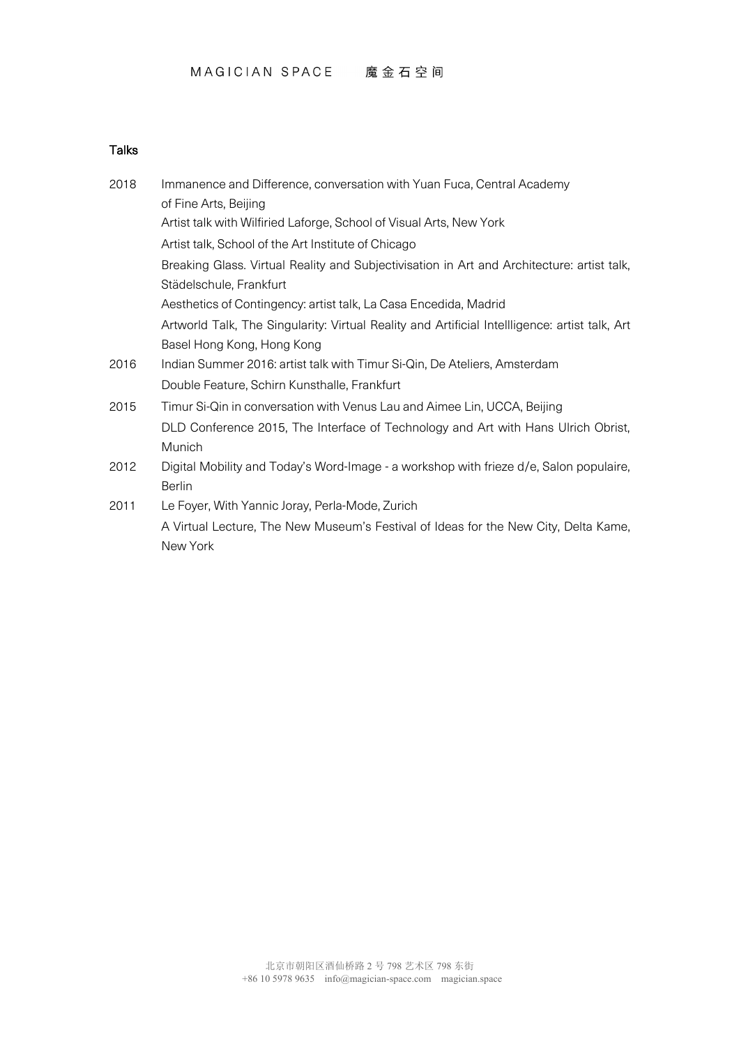## Talks

2018 Immanence and Difference, conversation with Yuan Fuca, Central Academy of Fine Arts, Beijing

Artist talk with Wilfiried Laforge, School of Visual Arts, New York

Artist talk, School of the Art Institute of Chicago

Breaking Glass. Virtual Reality and Subjectivisation in Art and Architecture: artist talk, Städelschule, Frankfurt

Aesthetics of Contingency: artist talk, La Casa Encedida, Madrid

Artworld Talk, The Singularity: Virtual Reality and Artificial Intellligence: artist talk, Art Basel Hong Kong, Hong Kong

2016 Indian Summer 2016: artist talk with Timur Si-Qin, De Ateliers, Amsterdam

Double Feature, Schirn Kunsthalle, Frankfurt

2015 Timur Si-Qin in conversation with Venus Lau and Aimee Lin, UCCA, Beijing

DLD Conference 2015, The Interface of Technology and Art with Hans Ulrich Obrist, Munich

2012 Digital Mobility and Today's Word-Image - a workshop with frieze d/e, Salon populaire, Berlin

2011 Le Foyer, With Yannic Joray, Perla-Mode, Zurich

A Virtual Lecture, The New Museum's Festival of Ideas for the New City, Delta Kame, New York